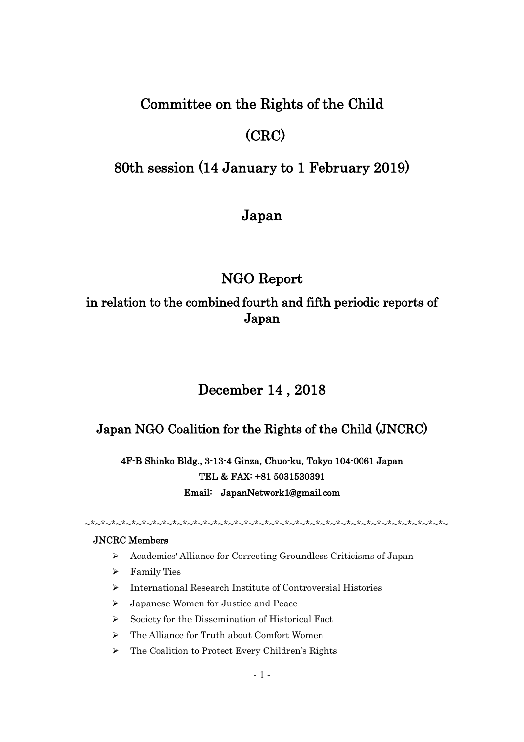# Committee on the Rights of the Child

# (CRC)

# 80th session (14 January to 1 February 2019)

# Japan

# NGO Report

## in relation to the combined fourth and fifth periodic reports of Japan

## December 14 , 2018

## Japan NGO Coalition for the Rights of the Child (JNCRC)

**4F-B Shinko Bldg., 3-13-4 Ginza, Chuo-ku, Tokyo 104-0061 Japan**
**TEL & FAX: +81 5031530391**
**Email: JapanNetwork1@gmail.com**

~*~*~*~*~*~*~*~*~*~*~*~*~*~*~*~*~*~*~*~*~*~*~*~*~*~*~*~*~*~*~*~*~*~*~*~*~*~*~*~

**JNCRC Members**

- Academics' Alliance for Correcting Groundless Criticisms of Japan
- Family Ties
- International Research Institute of Controversial Histories
- Japanese Women for Justice and Peace
- Society for the Dissemination of Historical Fact
- The Alliance for Truth about Comfort Women
- The Coalition to Protect Every Children's Rights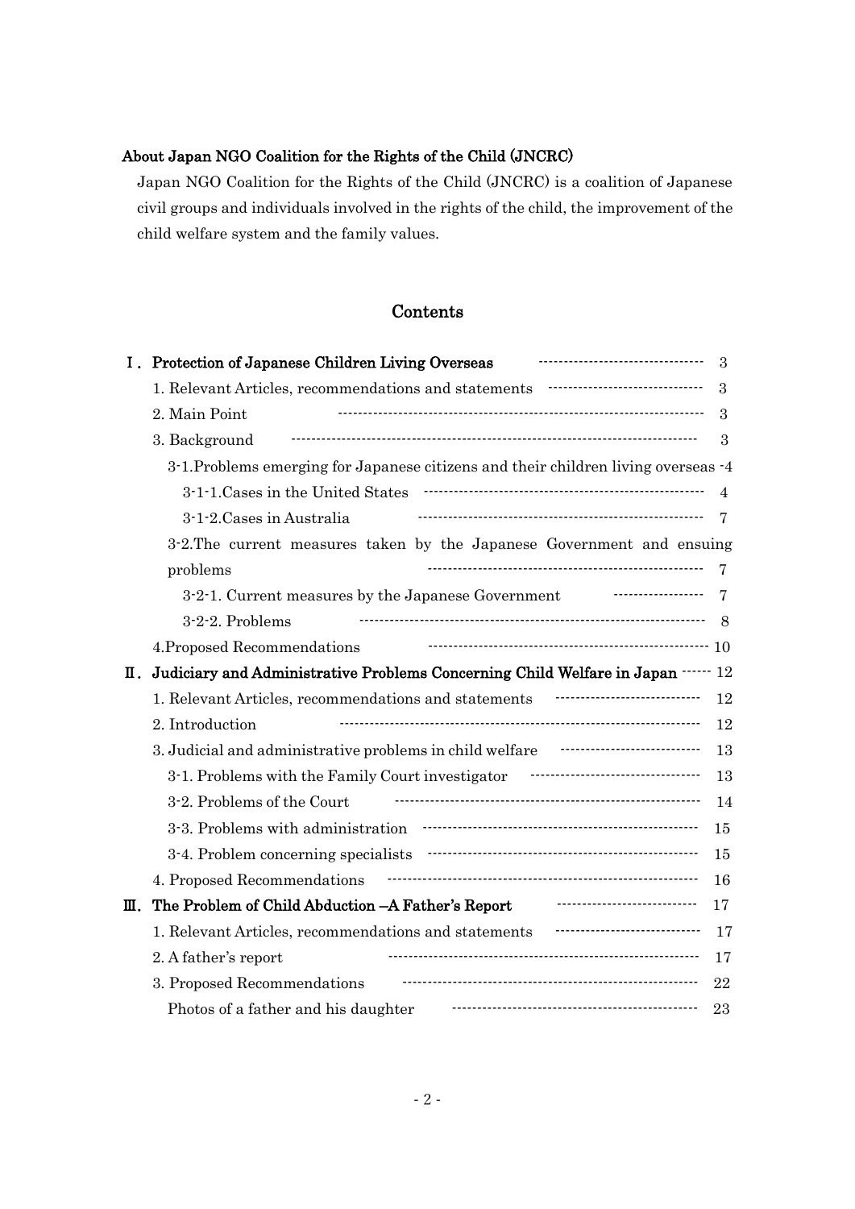## About Japan NGO Coalition for the Rights of the Child (JNCRC)

Japan NGO Coalition for the Rights of the Child (JNCRC) is a coalition of Japanese civil groups and individuals involved in the rights of the child, the improvement of the child welfare system and the family values.

## Contents

| | |
|---|---|
| **Ⅰ. Protection of Japanese Children Living Overseas** | 3 |
| 1. Relevant Articles, recommendations and statements | 3 |
| 2. Main Point | 3 |
| 3. Background | 3 |
| 3-1.Problems emerging for Japanese citizens and their children living overseas | 4 |
| 3-1-1.Cases in the United States | 4 |
| 3-1-2.Cases in Australia | 7 |
| 3-2.The current measures taken by the Japanese Government and ensuing problems | 7 |
| 3-2-1. Current measures by the Japanese Government | 7 |
| 3-2-2. Problems | 8 |
| 4.Proposed Recommendations | 10 |
| **Ⅱ. Judiciary and Administrative Problems Concerning Child Welfare in Japan** | 12 |
| 1. Relevant Articles, recommendations and statements | 12 |
| 2. Introduction | 12 |
| 3. Judicial and administrative problems in child welfare | 13 |
| 3-1. Problems with the Family Court investigator | 13 |
| 3-2. Problems of the Court | 14 |
| 3-3. Problems with administration | 15 |
| 3-4. Problem concerning specialists | 15 |
| 4. Proposed Recommendations | 16 |
| **Ⅲ. The Problem of Child Abduction –A Father's Report** | 17 |
| 1. Relevant Articles, recommendations and statements | 17 |
| 2. A father's report | 17 |
| 3. Proposed Recommendations | 22 |
| Photos of a father and his daughter | 23 |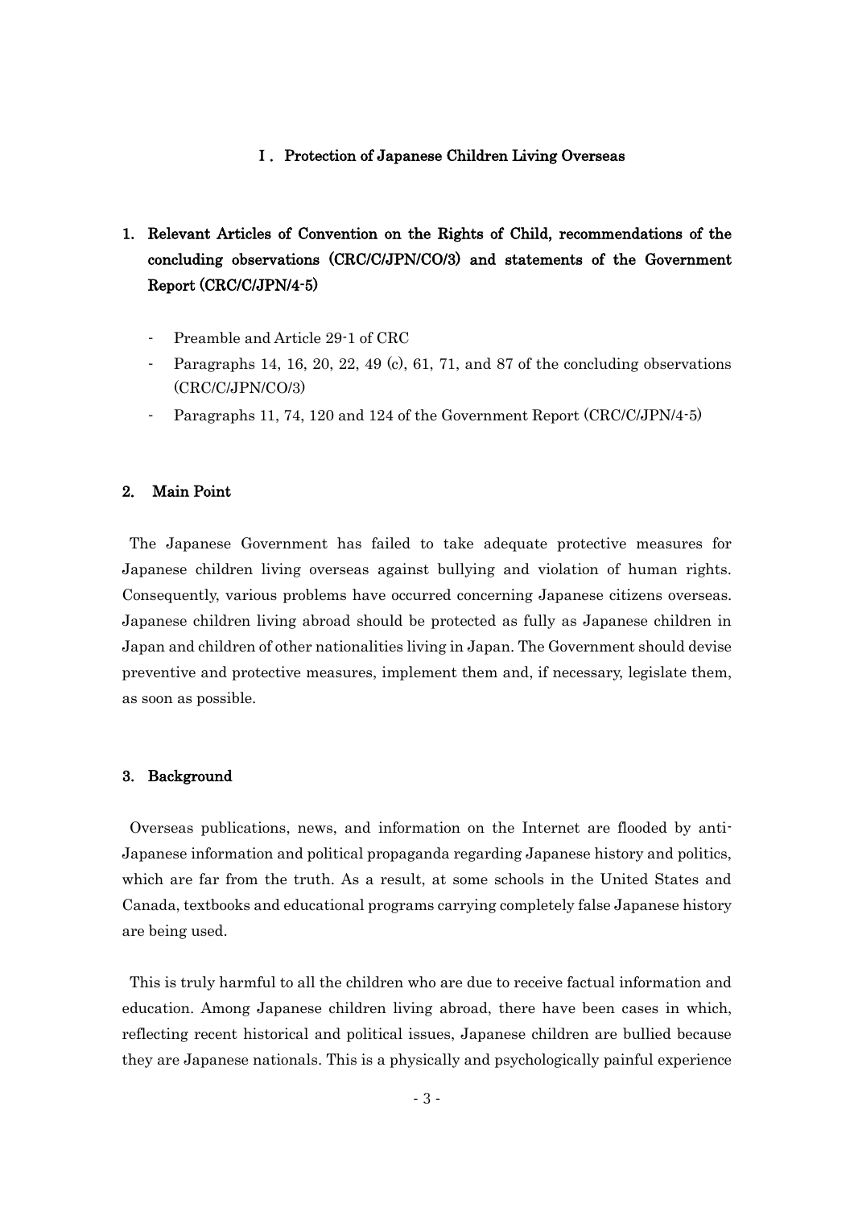## Ⅰ. Protection of Japanese Children Living Overseas

### 1. Relevant Articles of Convention on the Rights of Child, recommendations of the concluding observations (CRC/C/JPN/CO/3) and statements of the Government Report (CRC/C/JPN/4-5)

- Preamble and Article 29-1 of CRC
- Paragraphs 14, 16, 20, 22, 49 (c), 61, 71, and 87 of the concluding observations (CRC/C/JPN/CO/3)
- Paragraphs 11, 74, 120 and 124 of the Government Report (CRC/C/JPN/4-5)

### 2. Main Point

The Japanese Government has failed to take adequate protective measures for Japanese children living overseas against bullying and violation of human rights. Consequently, various problems have occurred concerning Japanese citizens overseas. Japanese children living abroad should be protected as fully as Japanese children in Japan and children of other nationalities living in Japan. The Government should devise preventive and protective measures, implement them and, if necessary, legislate them, as soon as possible.

### 3. Background

Overseas publications, news, and information on the Internet are flooded by anti-Japanese information and political propaganda regarding Japanese history and politics, which are far from the truth. As a result, at some schools in the United States and Canada, textbooks and educational programs carrying completely false Japanese history are being used.

This is truly harmful to all the children who are due to receive factual information and education. Among Japanese children living abroad, there have been cases in which, reflecting recent historical and political issues, Japanese children are bullied because they are Japanese nationals. This is a physically and psychologically painful experience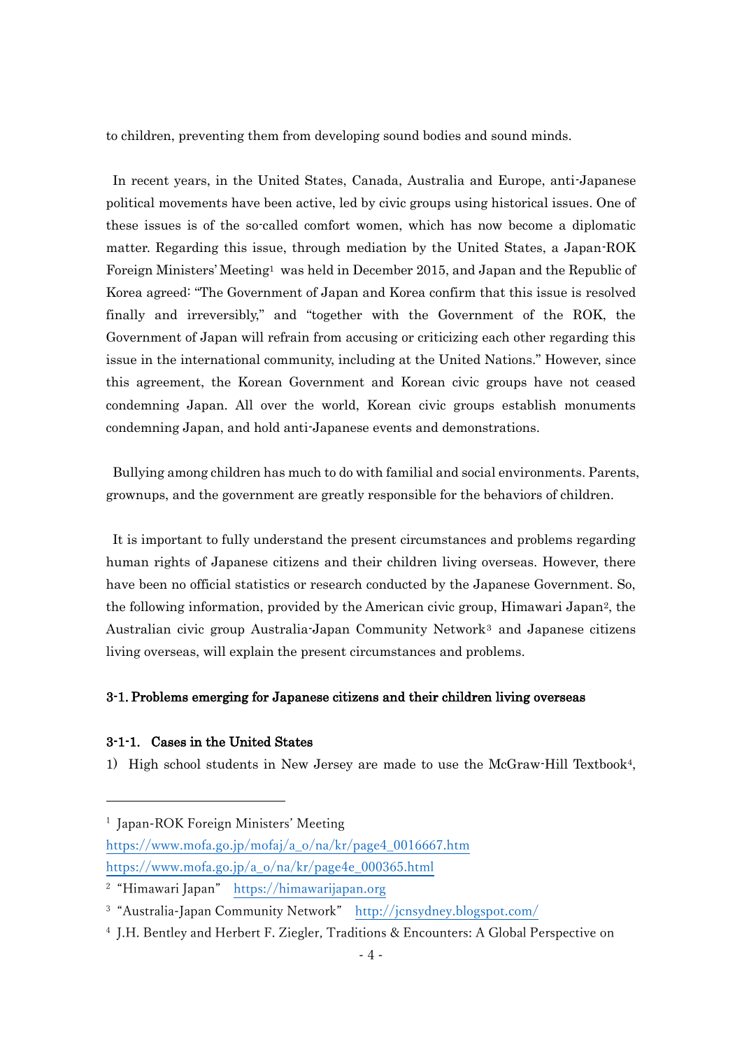to children, preventing them from developing sound bodies and sound minds.

In recent years, in the United States, Canada, Australia and Europe, anti-Japanese political movements have been active, led by civic groups using historical issues. One of these issues is of the so-called comfort women, which has now become a diplomatic matter. Regarding this issue, through mediation by the United States, a Japan-ROK Foreign Ministers' Meeting[1] was held in December 2015, and Japan and the Republic of Korea agreed: "The Government of Japan and Korea confirm that this issue is resolved finally and irreversibly," and "together with the Government of the ROK, the Government of Japan will refrain from accusing or criticizing each other regarding this issue in the international community, including at the United Nations." However, since this agreement, the Korean Government and Korean civic groups have not ceased condemning Japan. All over the world, Korean civic groups establish monuments condemning Japan, and hold anti-Japanese events and demonstrations.

Bullying among children has much to do with familial and social environments. Parents, grownups, and the government are greatly responsible for the behaviors of children.

It is important to fully understand the present circumstances and problems regarding human rights of Japanese citizens and their children living overseas. However, there have been no official statistics or research conducted by the Japanese Government. So, the following information, provided by the American civic group, Himawari Japan[2], the Australian civic group Australia-Japan Community Network[3] and Japanese citizens living overseas, will explain the present circumstances and problems.

### 3-1. Problems emerging for Japanese citizens and their children living overseas

#### 3-1-1. Cases in the United States

1) High school students in New Jersey are made to use the McGraw-Hill Textbook[4],

---

[1] Japan-ROK Foreign Ministers' Meeting
https://www.mofa.go.jp/mofaj/a_o/na/kr/page4_0016667.htm
https://www.mofa.go.jp/a_o/na/kr/page4e_000365.html

[2] "Himawari Japan" https://himawarijapan.org

[3] "Australia-Japan Community Network" http://jcnsydney.blogspot.com/

[4] J.H. Bentley and Herbert F. Ziegler, Traditions & Encounters: A Global Perspective on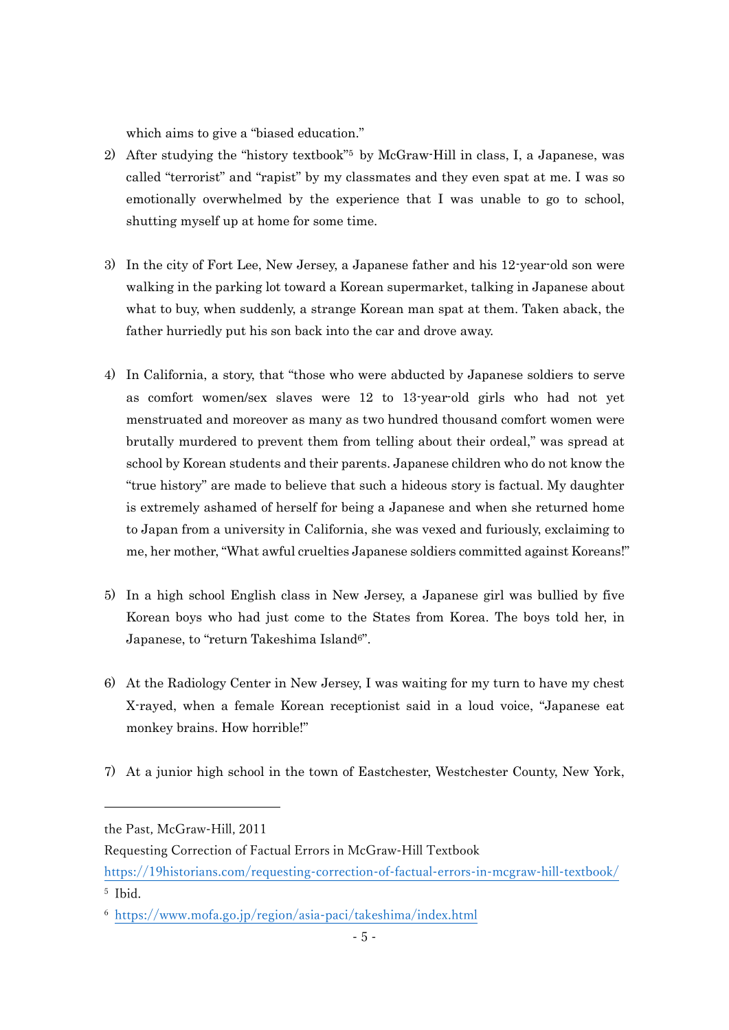which aims to give a "biased education."

2) After studying the "history textbook"[5] by McGraw-Hill in class, I, a Japanese, was called "terrorist" and "rapist" by my classmates and they even spat at me. I was so emotionally overwhelmed by the experience that I was unable to go to school, shutting myself up at home for some time.

3) In the city of Fort Lee, New Jersey, a Japanese father and his 12-year-old son were walking in the parking lot toward a Korean supermarket, talking in Japanese about what to buy, when suddenly, a strange Korean man spat at them. Taken aback, the father hurriedly put his son back into the car and drove away.

4) In California, a story, that "those who were abducted by Japanese soldiers to serve as comfort women/sex slaves were 12 to 13-year-old girls who had not yet menstruated and moreover as many as two hundred thousand comfort women were brutally murdered to prevent them from telling about their ordeal," was spread at school by Korean students and their parents. Japanese children who do not know the "true history" are made to believe that such a hideous story is factual. My daughter is extremely ashamed of herself for being a Japanese and when she returned home to Japan from a university in California, she was vexed and furiously, exclaiming to me, her mother, "What awful cruelties Japanese soldiers committed against Koreans!"

5) In a high school English class in New Jersey, a Japanese girl was bullied by five Korean boys who had just come to the States from Korea. The boys told her, in Japanese, to "return Takeshima Island[6]".

6) At the Radiology Center in New Jersey, I was waiting for my turn to have my chest X-rayed, when a female Korean receptionist said in a loud voice, "Japanese eat monkey brains. How horrible!"

7) At a junior high school in the town of Eastchester, Westchester County, New York,

---

the Past, McGraw-Hill, 2011

Requesting Correction of Factual Errors in McGraw-Hill Textbook
https://19historians.com/requesting-correction-of-factual-errors-in-mcgraw-hill-textbook/

[5] Ibid.

[6] https://www.mofa.go.jp/region/asia-paci/takeshima/index.html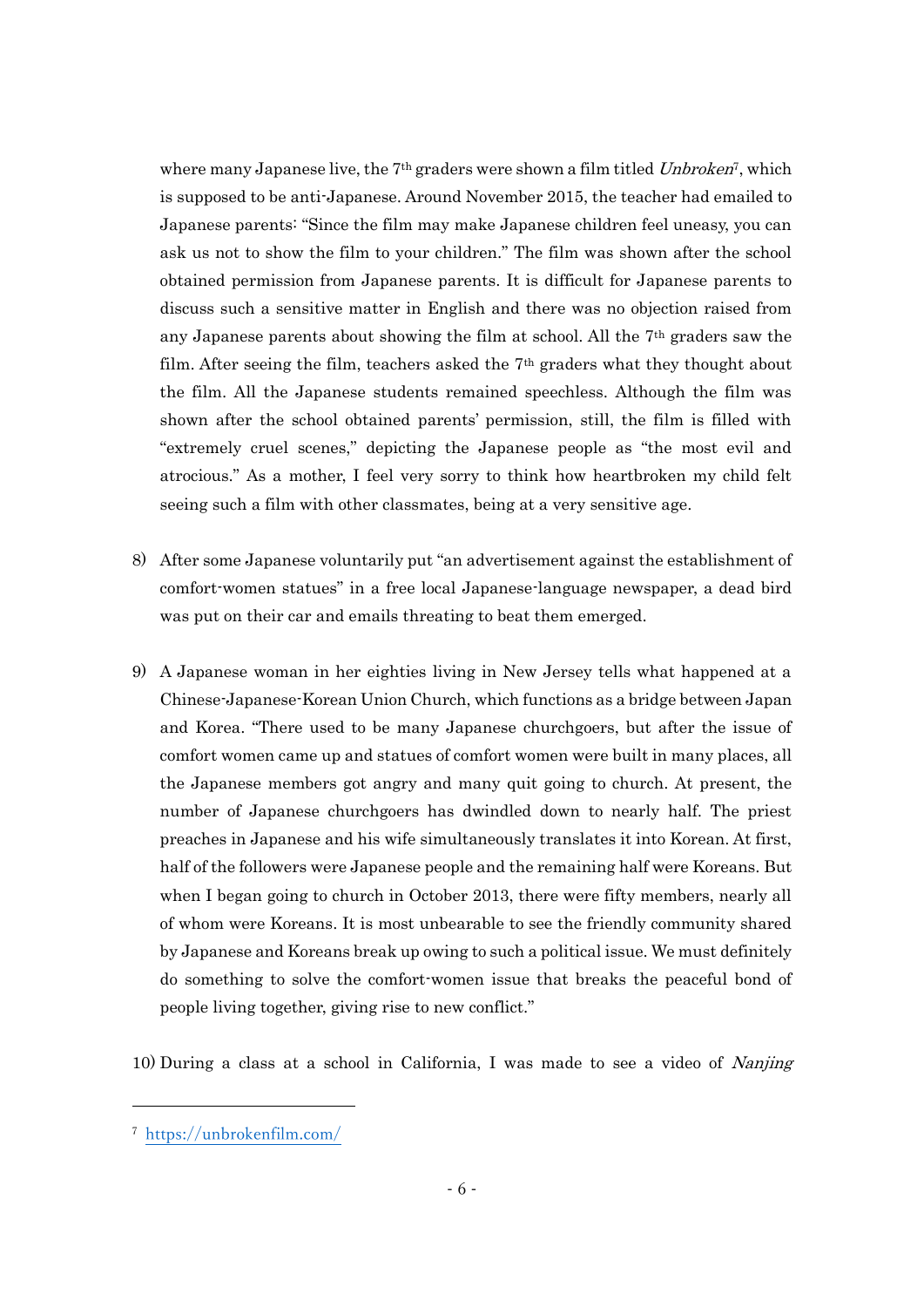where many Japanese live, the 7th graders were shown a film titled *Unbroken*[7], which is supposed to be anti-Japanese. Around November 2015, the teacher had emailed to Japanese parents: "Since the film may make Japanese children feel uneasy, you can ask us not to show the film to your children." The film was shown after the school obtained permission from Japanese parents. It is difficult for Japanese parents to discuss such a sensitive matter in English and there was no objection raised from any Japanese parents about showing the film at school. All the 7th graders saw the film. After seeing the film, teachers asked the 7th graders what they thought about the film. All the Japanese students remained speechless. Although the film was shown after the school obtained parents' permission, still, the film is filled with "extremely cruel scenes," depicting the Japanese people as "the most evil and atrocious." As a mother, I feel very sorry to think how heartbroken my child felt seeing such a film with other classmates, being at a very sensitive age.

8) After some Japanese voluntarily put "an advertisement against the establishment of comfort-women statues" in a free local Japanese-language newspaper, a dead bird was put on their car and emails threating to beat them emerged.

9) A Japanese woman in her eighties living in New Jersey tells what happened at a Chinese-Japanese-Korean Union Church, which functions as a bridge between Japan and Korea. "There used to be many Japanese churchgoers, but after the issue of comfort women came up and statues of comfort women were built in many places, all the Japanese members got angry and many quit going to church. At present, the number of Japanese churchgoers has dwindled down to nearly half. The priest preaches in Japanese and his wife simultaneously translates it into Korean. At first, half of the followers were Japanese people and the remaining half were Koreans. But when I began going to church in October 2013, there were fifty members, nearly all of whom were Koreans. It is most unbearable to see the friendly community shared by Japanese and Koreans break up owing to such a political issue. We must definitely do something to solve the comfort-women issue that breaks the peaceful bond of people living together, giving rise to new conflict."

10) During a class at a school in California, I was made to see a video of *Nanjing*

---

[7] https://unbrokenfilm.com/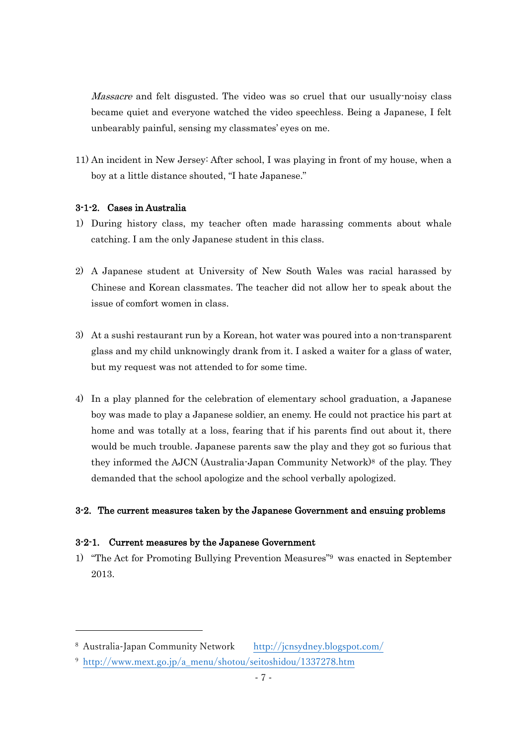*Massacre* and felt disgusted. The video was so cruel that our usually-noisy class became quiet and everyone watched the video speechless. Being a Japanese, I felt unbearably painful, sensing my classmates' eyes on me.

11) An incident in New Jersey: After school, I was playing in front of my house, when a boy at a little distance shouted, "I hate Japanese."

#### 3-1-2. Cases in Australia

1) During history class, my teacher often made harassing comments about whale catching. I am the only Japanese student in this class.

2) A Japanese student at University of New South Wales was racial harassed by Chinese and Korean classmates. The teacher did not allow her to speak about the issue of comfort women in class.

3) At a sushi restaurant run by a Korean, hot water was poured into a non-transparent glass and my child unknowingly drank from it. I asked a waiter for a glass of water, but my request was not attended to for some time.

4) In a play planned for the celebration of elementary school graduation, a Japanese boy was made to play a Japanese soldier, an enemy. He could not practice his part at home and was totally at a loss, fearing that if his parents find out about it, there would be much trouble. Japanese parents saw the play and they got so furious that they informed the AJCN (Australia-Japan Community Network)[8] of the play. They demanded that the school apologize and the school verbally apologized.

### 3-2. The current measures taken by the Japanese Government and ensuing problems

#### 3-2-1. Current measures by the Japanese Government

1) "The Act for Promoting Bullying Prevention Measures"[9] was enacted in September 2013.

---

[8] Australia-Japan Community Network http://jcnsydney.blogspot.com/

[9] http://www.mext.go.jp/a_menu/shotou/seitoshidou/1337278.htm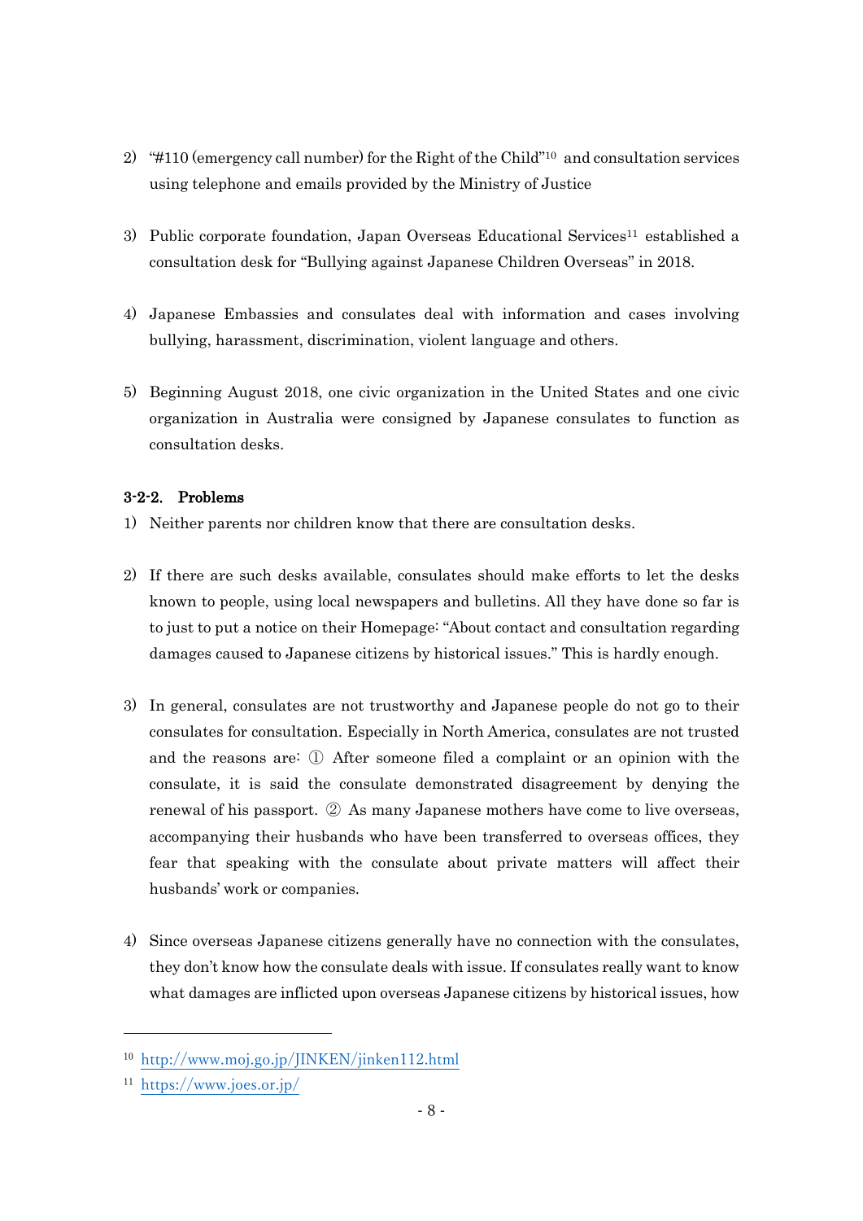2) "#110 (emergency call number) for the Right of the Child"[10] and consultation services using telephone and emails provided by the Ministry of Justice

3) Public corporate foundation, Japan Overseas Educational Services[11] established a consultation desk for "Bullying against Japanese Children Overseas" in 2018.

4) Japanese Embassies and consulates deal with information and cases involving bullying, harassment, discrimination, violent language and others.

5) Beginning August 2018, one civic organization in the United States and one civic organization in Australia were consigned by Japanese consulates to function as consultation desks.

### 3-2-2. Problems

1) Neither parents nor children know that there are consultation desks.

2) If there are such desks available, consulates should make efforts to let the desks known to people, using local newspapers and bulletins. All they have done so far is to just to put a notice on their Homepage: "About contact and consultation regarding damages caused to Japanese citizens by historical issues." This is hardly enough.

3) In general, consulates are not trustworthy and Japanese people do not go to their consulates for consultation. Especially in North America, consulates are not trusted and the reasons are: ① After someone filed a complaint or an opinion with the consulate, it is said the consulate demonstrated disagreement by denying the renewal of his passport. ② As many Japanese mothers have come to live overseas, accompanying their husbands who have been transferred to overseas offices, they fear that speaking with the consulate about private matters will affect their husbands' work or companies.

4) Since overseas Japanese citizens generally have no connection with the consulates, they don't know how the consulate deals with issue. If consulates really want to know what damages are inflicted upon overseas Japanese citizens by historical issues, how

---

[10] http://www.moj.go.jp/JINKEN/jinken112.html

[11] https://www.joes.or.jp/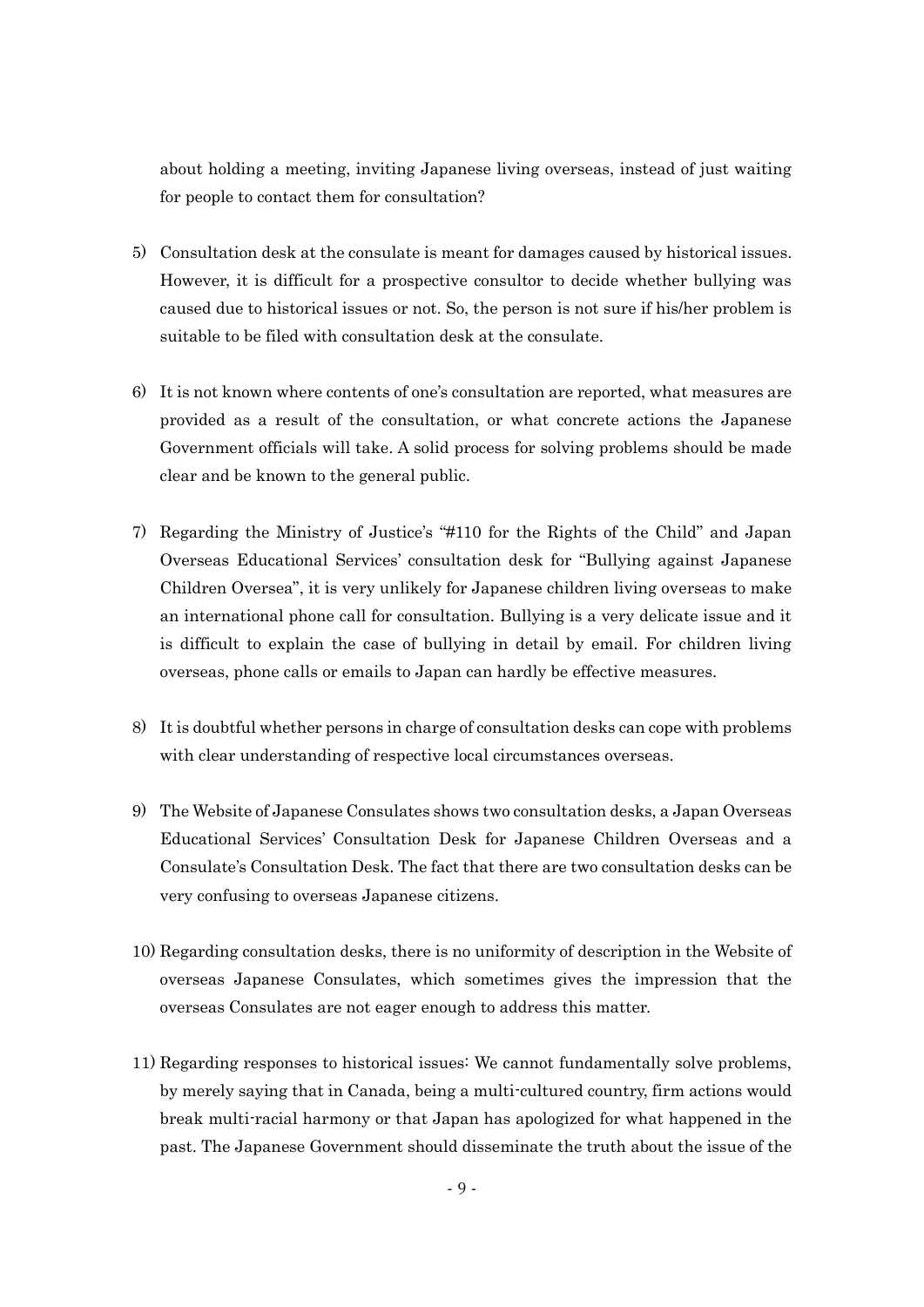about holding a meeting, inviting Japanese living overseas, instead of just waiting for people to contact them for consultation?

5) Consultation desk at the consulate is meant for damages caused by historical issues. However, it is difficult for a prospective consultor to decide whether bullying was caused due to historical issues or not. So, the person is not sure if his/her problem is suitable to be filed with consultation desk at the consulate.

6) It is not known where contents of one's consultation are reported, what measures are provided as a result of the consultation, or what concrete actions the Japanese Government officials will take. A solid process for solving problems should be made clear and be known to the general public.

7) Regarding the Ministry of Justice's "#110 for the Rights of the Child" and Japan Overseas Educational Services' consultation desk for "Bullying against Japanese Children Oversea", it is very unlikely for Japanese children living overseas to make an international phone call for consultation. Bullying is a very delicate issue and it is difficult to explain the case of bullying in detail by email. For children living overseas, phone calls or emails to Japan can hardly be effective measures.

8) It is doubtful whether persons in charge of consultation desks can cope with problems with clear understanding of respective local circumstances overseas.

9) The Website of Japanese Consulates shows two consultation desks, a Japan Overseas Educational Services' Consultation Desk for Japanese Children Overseas and a Consulate's Consultation Desk. The fact that there are two consultation desks can be very confusing to overseas Japanese citizens.

10) Regarding consultation desks, there is no uniformity of description in the Website of overseas Japanese Consulates, which sometimes gives the impression that the overseas Consulates are not eager enough to address this matter.

11) Regarding responses to historical issues: We cannot fundamentally solve problems, by merely saying that in Canada, being a multi-cultured country, firm actions would break multi-racial harmony or that Japan has apologized for what happened in the past. The Japanese Government should disseminate the truth about the issue of the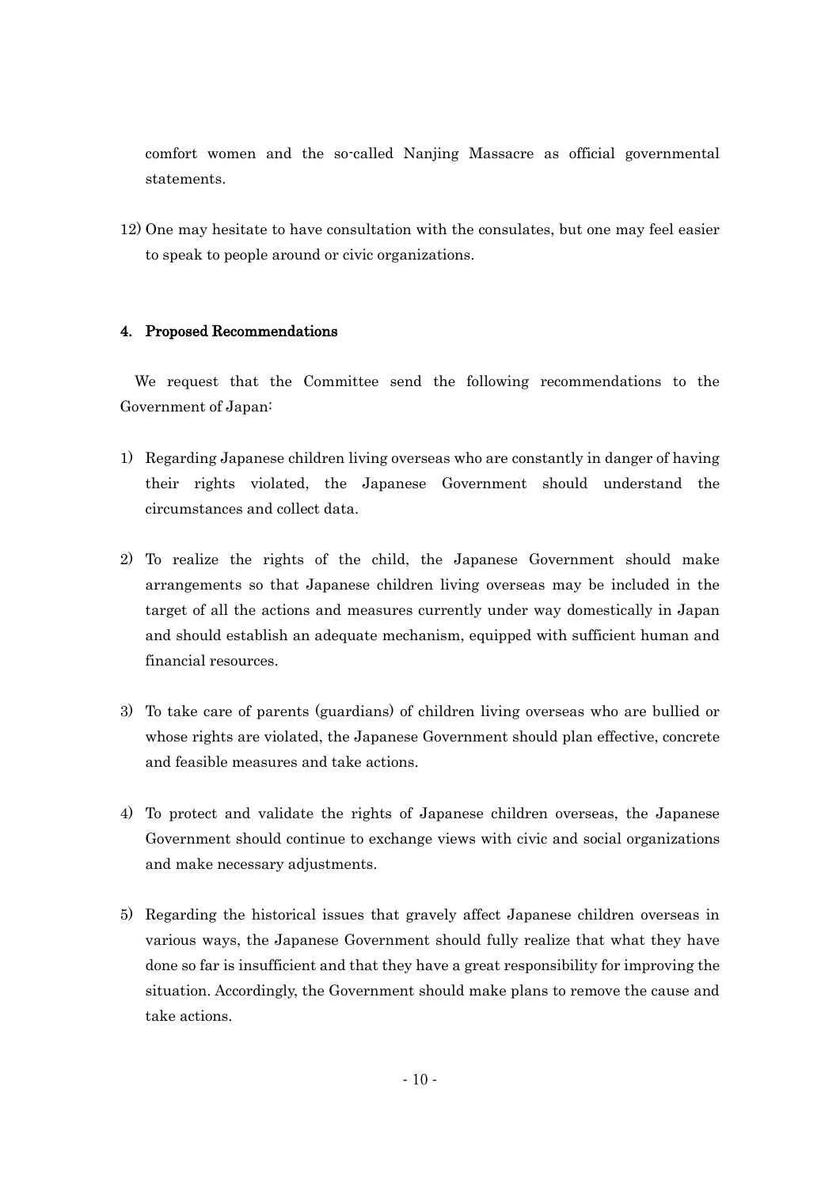comfort women and the so-called Nanjing Massacre as official governmental statements.

12) One may hesitate to have consultation with the consulates, but one may feel easier to speak to people around or civic organizations.

### 4. Proposed Recommendations

We request that the Committee send the following recommendations to the Government of Japan:

1) Regarding Japanese children living overseas who are constantly in danger of having their rights violated, the Japanese Government should understand the circumstances and collect data.

2) To realize the rights of the child, the Japanese Government should make arrangements so that Japanese children living overseas may be included in the target of all the actions and measures currently under way domestically in Japan and should establish an adequate mechanism, equipped with sufficient human and financial resources.

3) To take care of parents (guardians) of children living overseas who are bullied or whose rights are violated, the Japanese Government should plan effective, concrete and feasible measures and take actions.

4) To protect and validate the rights of Japanese children overseas, the Japanese Government should continue to exchange views with civic and social organizations and make necessary adjustments.

5) Regarding the historical issues that gravely affect Japanese children overseas in various ways, the Japanese Government should fully realize that what they have done so far is insufficient and that they have a great responsibility for improving the situation. Accordingly, the Government should make plans to remove the cause and take actions.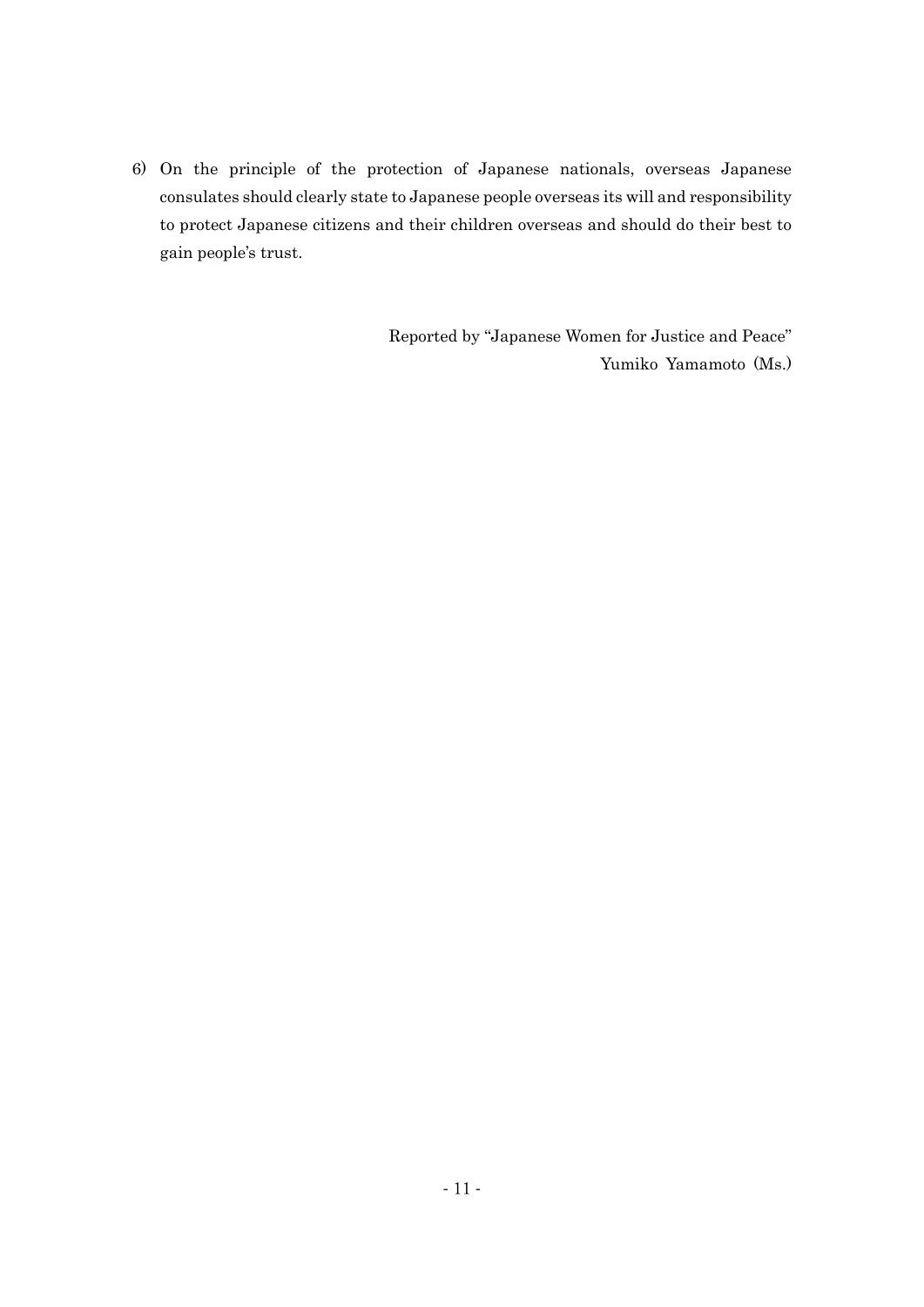6) On the principle of the protection of Japanese nationals, overseas Japanese consulates should clearly state to Japanese people overseas its will and responsibility to protect Japanese citizens and their children overseas and should do their best to gain people's trust.

Reported by "Japanese Women for Justice and Peace"
Yumiko Yamamoto (Ms.)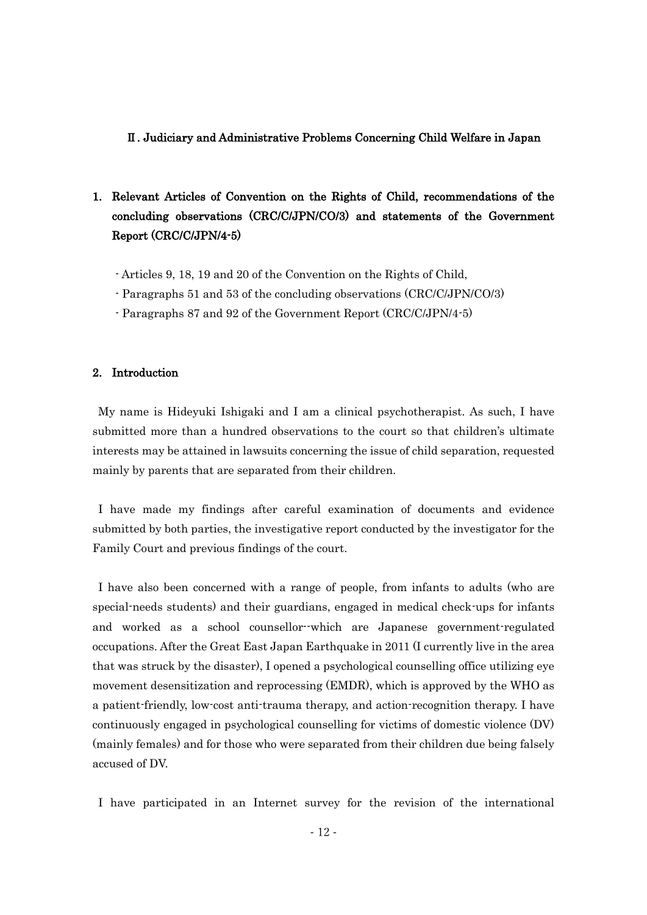## Ⅱ. Judiciary and Administrative Problems Concerning Child Welfare in Japan

### 1. Relevant Articles of Convention on the Rights of Child, recommendations of the concluding observations (CRC/C/JPN/CO/3) and statements of the Government Report (CRC/C/JPN/4-5)

- Articles 9, 18, 19 and 20 of the Convention on the Rights of Child,
- Paragraphs 51 and 53 of the concluding observations (CRC/C/JPN/CO/3)
- Paragraphs 87 and 92 of the Government Report (CRC/C/JPN/4-5)

### 2. Introduction

My name is Hideyuki Ishigaki and I am a clinical psychotherapist. As such, I have submitted more than a hundred observations to the court so that children's ultimate interests may be attained in lawsuits concerning the issue of child separation, requested mainly by parents that are separated from their children.

I have made my findings after careful examination of documents and evidence submitted by both parties, the investigative report conducted by the investigator for the Family Court and previous findings of the court.

I have also been concerned with a range of people, from infants to adults (who are special-needs students) and their guardians, engaged in medical check-ups for infants and worked as a school counsellor--which are Japanese government-regulated occupations. After the Great East Japan Earthquake in 2011 (I currently live in the area that was struck by the disaster), I opened a psychological counselling office utilizing eye movement desensitization and reprocessing (EMDR), which is approved by the WHO as a patient-friendly, low-cost anti-trauma therapy, and action-recognition therapy. I have continuously engaged in psychological counselling for victims of domestic violence (DV) (mainly females) and for those who were separated from their children due being falsely accused of DV.

I have participated in an Internet survey for the revision of the international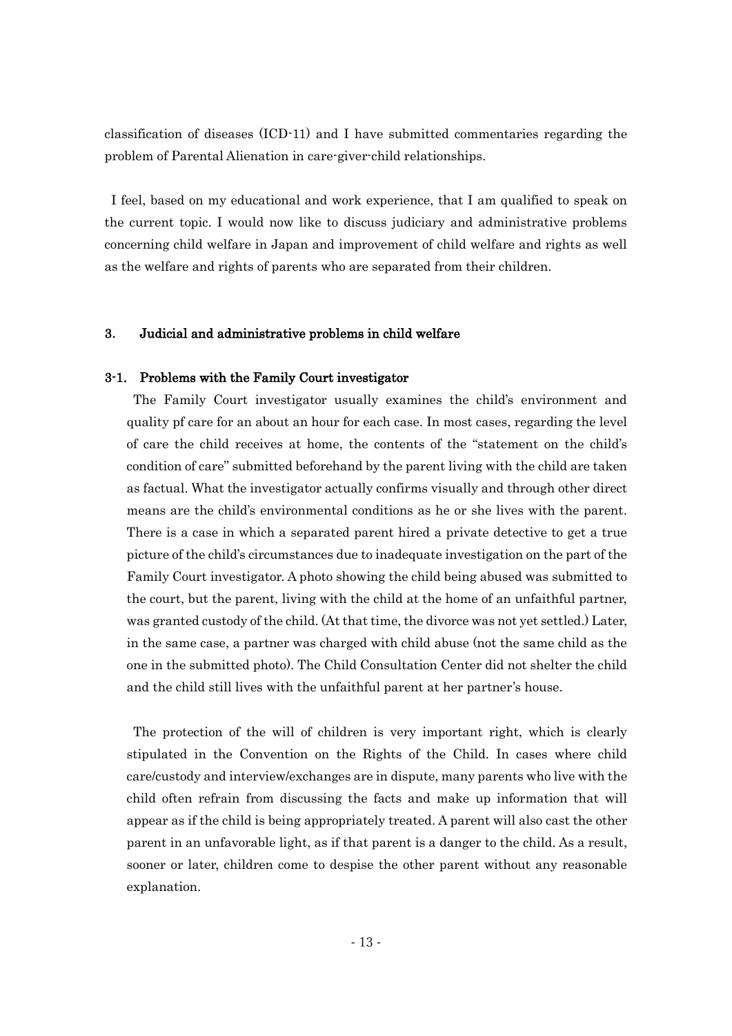classification of diseases (ICD-11) and I have submitted commentaries regarding the problem of Parental Alienation in care-giver-child relationships.

I feel, based on my educational and work experience, that I am qualified to speak on the current topic. I would now like to discuss judiciary and administrative problems concerning child welfare in Japan and improvement of child welfare and rights as well as the welfare and rights of parents who are separated from their children.

## 3. Judicial and administrative problems in child welfare

### 3-1. Problems with the Family Court investigator

The Family Court investigator usually examines the child's environment and quality pf care for an about an hour for each case. In most cases, regarding the level of care the child receives at home, the contents of the "statement on the child's condition of care" submitted beforehand by the parent living with the child are taken as factual. What the investigator actually confirms visually and through other direct means are the child's environmental conditions as he or she lives with the parent. There is a case in which a separated parent hired a private detective to get a true picture of the child's circumstances due to inadequate investigation on the part of the Family Court investigator. A photo showing the child being abused was submitted to the court, but the parent, living with the child at the home of an unfaithful partner, was granted custody of the child. (At that time, the divorce was not yet settled.) Later, in the same case, a partner was charged with child abuse (not the same child as the one in the submitted photo). The Child Consultation Center did not shelter the child and the child still lives with the unfaithful parent at her partner's house.

The protection of the will of children is very important right, which is clearly stipulated in the Convention on the Rights of the Child. In cases where child care/custody and interview/exchanges are in dispute, many parents who live with the child often refrain from discussing the facts and make up information that will appear as if the child is being appropriately treated. A parent will also cast the other parent in an unfavorable light, as if that parent is a danger to the child. As a result, sooner or later, children come to despise the other parent without any reasonable explanation.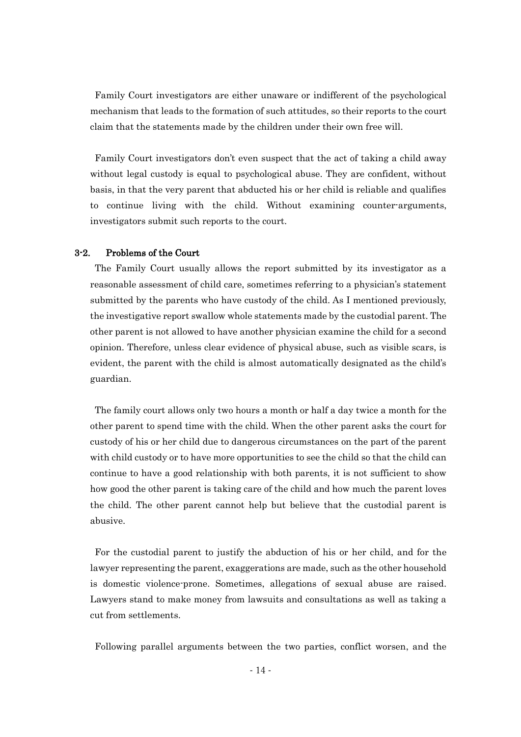Family Court investigators are either unaware or indifferent of the psychological mechanism that leads to the formation of such attitudes, so their reports to the court claim that the statements made by the children under their own free will.

Family Court investigators don't even suspect that the act of taking a child away without legal custody is equal to psychological abuse. They are confident, without basis, in that the very parent that abducted his or her child is reliable and qualifies to continue living with the child. Without examining counter-arguments, investigators submit such reports to the court.

### 3-2. Problems of the Court

The Family Court usually allows the report submitted by its investigator as a reasonable assessment of child care, sometimes referring to a physician's statement submitted by the parents who have custody of the child. As I mentioned previously, the investigative report swallow whole statements made by the custodial parent. The other parent is not allowed to have another physician examine the child for a second opinion. Therefore, unless clear evidence of physical abuse, such as visible scars, is evident, the parent with the child is almost automatically designated as the child's guardian.

The family court allows only two hours a month or half a day twice a month for the other parent to spend time with the child. When the other parent asks the court for custody of his or her child due to dangerous circumstances on the part of the parent with child custody or to have more opportunities to see the child so that the child can continue to have a good relationship with both parents, it is not sufficient to show how good the other parent is taking care of the child and how much the parent loves the child. The other parent cannot help but believe that the custodial parent is abusive.

For the custodial parent to justify the abduction of his or her child, and for the lawyer representing the parent, exaggerations are made, such as the other household is domestic violence-prone. Sometimes, allegations of sexual abuse are raised. Lawyers stand to make money from lawsuits and consultations as well as taking a cut from settlements.

Following parallel arguments between the two parties, conflict worsen, and the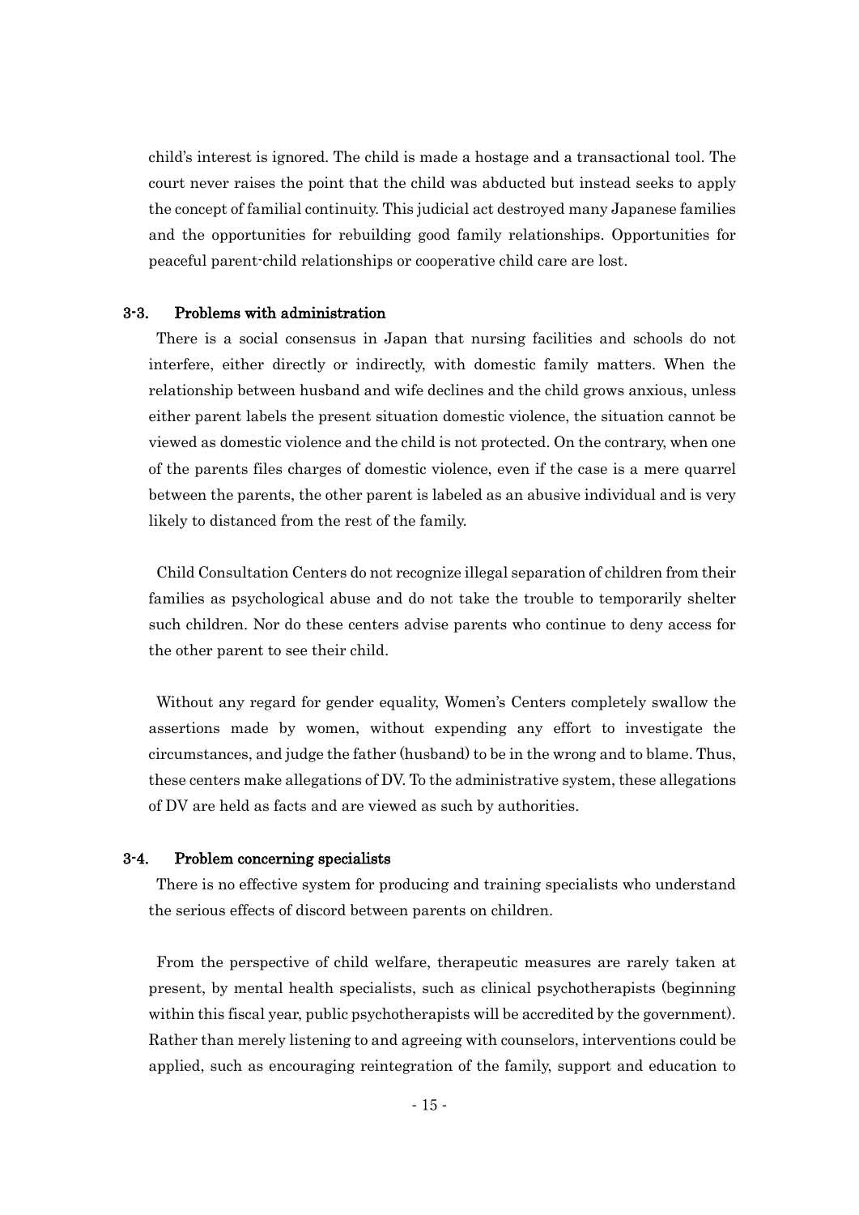child's interest is ignored. The child is made a hostage and a transactional tool. The court never raises the point that the child was abducted but instead seeks to apply the concept of familial continuity. This judicial act destroyed many Japanese families and the opportunities for rebuilding good family relationships. Opportunities for peaceful parent-child relationships or cooperative child care are lost.

### 3-3. Problems with administration

There is a social consensus in Japan that nursing facilities and schools do not interfere, either directly or indirectly, with domestic family matters. When the relationship between husband and wife declines and the child grows anxious, unless either parent labels the present situation domestic violence, the situation cannot be viewed as domestic violence and the child is not protected. On the contrary, when one of the parents files charges of domestic violence, even if the case is a mere quarrel between the parents, the other parent is labeled as an abusive individual and is very likely to distanced from the rest of the family.

Child Consultation Centers do not recognize illegal separation of children from their families as psychological abuse and do not take the trouble to temporarily shelter such children. Nor do these centers advise parents who continue to deny access for the other parent to see their child.

Without any regard for gender equality, Women's Centers completely swallow the assertions made by women, without expending any effort to investigate the circumstances, and judge the father (husband) to be in the wrong and to blame. Thus, these centers make allegations of DV. To the administrative system, these allegations of DV are held as facts and are viewed as such by authorities.

### 3-4. Problem concerning specialists

There is no effective system for producing and training specialists who understand the serious effects of discord between parents on children.

From the perspective of child welfare, therapeutic measures are rarely taken at present, by mental health specialists, such as clinical psychotherapists (beginning within this fiscal year, public psychotherapists will be accredited by the government). Rather than merely listening to and agreeing with counselors, interventions could be applied, such as encouraging reintegration of the family, support and education to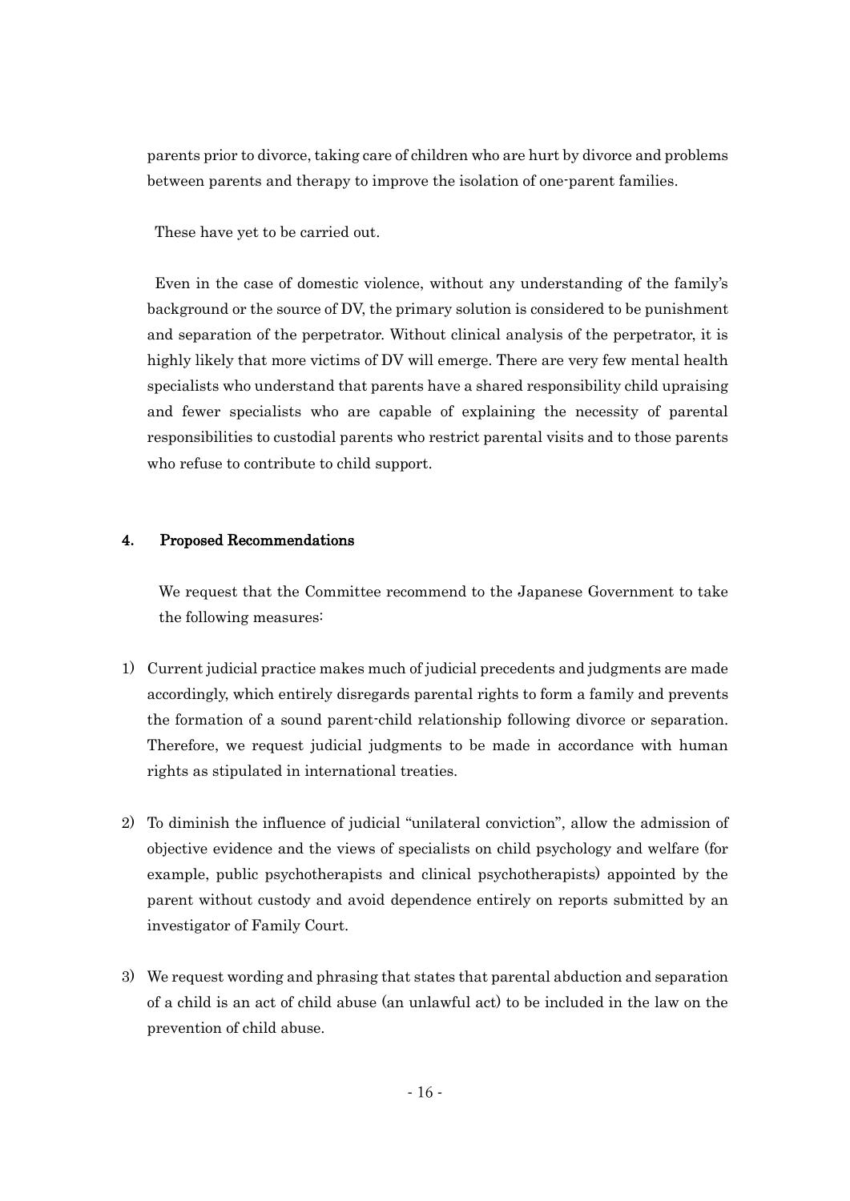parents prior to divorce, taking care of children who are hurt by divorce and problems between parents and therapy to improve the isolation of one-parent families.

These have yet to be carried out.

Even in the case of domestic violence, without any understanding of the family's background or the source of DV, the primary solution is considered to be punishment and separation of the perpetrator. Without clinical analysis of the perpetrator, it is highly likely that more victims of DV will emerge. There are very few mental health specialists who understand that parents have a shared responsibility child upraising and fewer specialists who are capable of explaining the necessity of parental responsibilities to custodial parents who restrict parental visits and to those parents who refuse to contribute to child support.

## 4. Proposed Recommendations

We request that the Committee recommend to the Japanese Government to take the following measures:

1) Current judicial practice makes much of judicial precedents and judgments are made accordingly, which entirely disregards parental rights to form a family and prevents the formation of a sound parent-child relationship following divorce or separation. Therefore, we request judicial judgments to be made in accordance with human rights as stipulated in international treaties.

2) To diminish the influence of judicial "unilateral conviction", allow the admission of objective evidence and the views of specialists on child psychology and welfare (for example, public psychotherapists and clinical psychotherapists) appointed by the parent without custody and avoid dependence entirely on reports submitted by an investigator of Family Court.

3) We request wording and phrasing that states that parental abduction and separation of a child is an act of child abuse (an unlawful act) to be included in the law on the prevention of child abuse.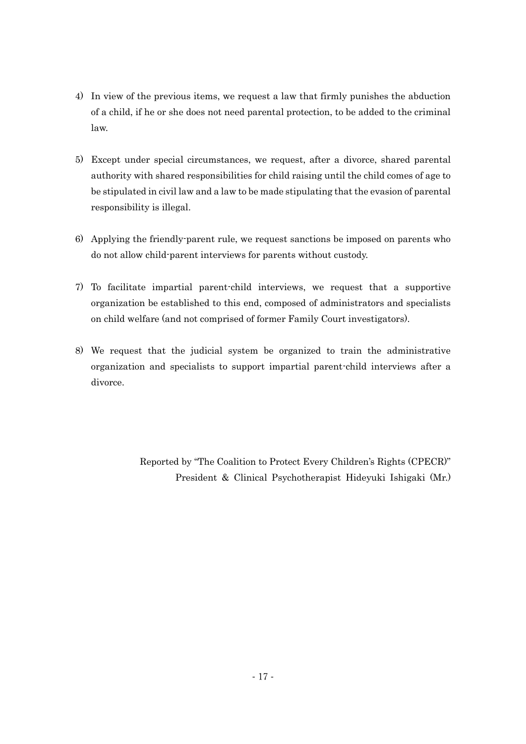4) In view of the previous items, we request a law that firmly punishes the abduction of a child, if he or she does not need parental protection, to be added to the criminal law.

5) Except under special circumstances, we request, after a divorce, shared parental authority with shared responsibilities for child raising until the child comes of age to be stipulated in civil law and a law to be made stipulating that the evasion of parental responsibility is illegal.

6) Applying the friendly-parent rule, we request sanctions be imposed on parents who do not allow child-parent interviews for parents without custody.

7) To facilitate impartial parent-child interviews, we request that a supportive organization be established to this end, composed of administrators and specialists on child welfare (and not comprised of former Family Court investigators).

8) We request that the judicial system be organized to train the administrative organization and specialists to support impartial parent-child interviews after a divorce.

Reported by "The Coalition to Protect Every Children's Rights (CPECR)"
President & Clinical Psychotherapist Hideyuki Ishigaki (Mr.)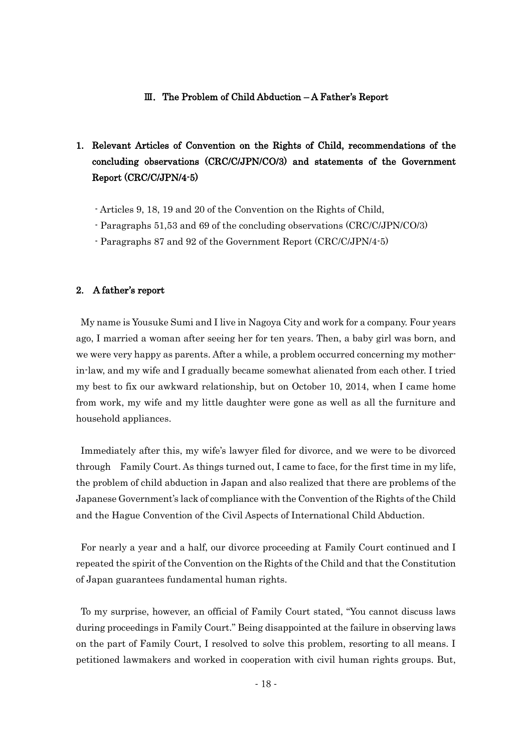## Ⅲ. The Problem of Child Abduction – A Father's Report

### 1. Relevant Articles of Convention on the Rights of Child, recommendations of the concluding observations (CRC/C/JPN/CO/3) and statements of the Government Report (CRC/C/JPN/4-5)

- Articles 9, 18, 19 and 20 of the Convention on the Rights of Child,
- Paragraphs 51,53 and 69 of the concluding observations (CRC/C/JPN/CO/3)
- Paragraphs 87 and 92 of the Government Report (CRC/C/JPN/4-5)

### 2. A father's report

My name is Yousuke Sumi and I live in Nagoya City and work for a company. Four years ago, I married a woman after seeing her for ten years. Then, a baby girl was born, and we were very happy as parents. After a while, a problem occurred concerning my mother-in-law, and my wife and I gradually became somewhat alienated from each other. I tried my best to fix our awkward relationship, but on October 10, 2014, when I came home from work, my wife and my little daughter were gone as well as all the furniture and household appliances.

Immediately after this, my wife's lawyer filed for divorce, and we were to be divorced through Family Court. As things turned out, I came to face, for the first time in my life, the problem of child abduction in Japan and also realized that there are problems of the Japanese Government's lack of compliance with the Convention of the Rights of the Child and the Hague Convention of the Civil Aspects of International Child Abduction.

For nearly a year and a half, our divorce proceeding at Family Court continued and I repeated the spirit of the Convention on the Rights of the Child and that the Constitution of Japan guarantees fundamental human rights.

To my surprise, however, an official of Family Court stated, "You cannot discuss laws during proceedings in Family Court." Being disappointed at the failure in observing laws on the part of Family Court, I resolved to solve this problem, resorting to all means. I petitioned lawmakers and worked in cooperation with civil human rights groups. But,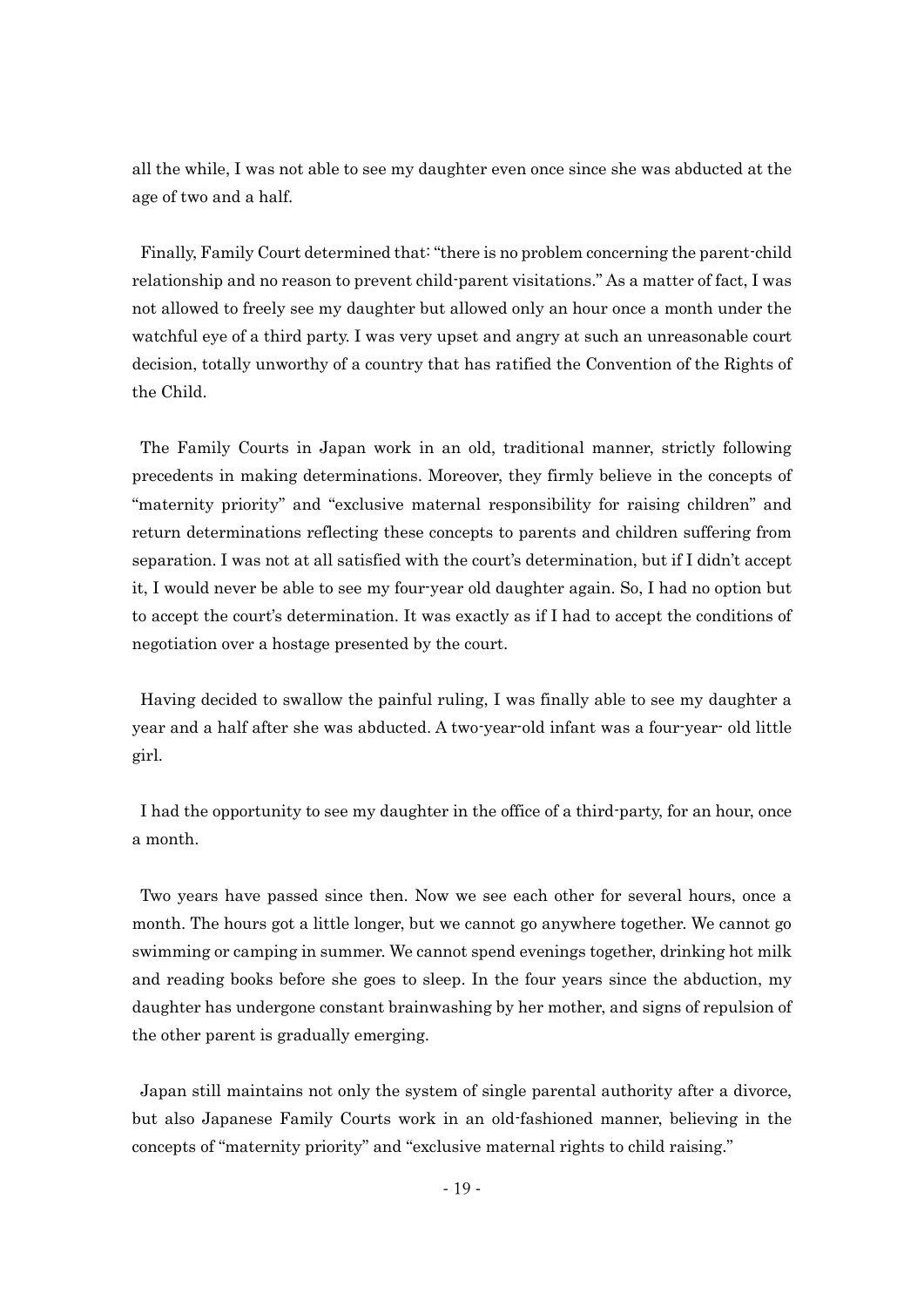all the while, I was not able to see my daughter even once since she was abducted at the age of two and a half.

Finally, Family Court determined that: "there is no problem concerning the parent-child relationship and no reason to prevent child-parent visitations." As a matter of fact, I was not allowed to freely see my daughter but allowed only an hour once a month under the watchful eye of a third party. I was very upset and angry at such an unreasonable court decision, totally unworthy of a country that has ratified the Convention of the Rights of the Child.

The Family Courts in Japan work in an old, traditional manner, strictly following precedents in making determinations. Moreover, they firmly believe in the concepts of "maternity priority" and "exclusive maternal responsibility for raising children" and return determinations reflecting these concepts to parents and children suffering from separation. I was not at all satisfied with the court's determination, but if I didn't accept it, I would never be able to see my four-year old daughter again. So, I had no option but to accept the court's determination. It was exactly as if I had to accept the conditions of negotiation over a hostage presented by the court.

Having decided to swallow the painful ruling, I was finally able to see my daughter a year and a half after she was abducted. A two-year-old infant was a four-year- old little girl.

I had the opportunity to see my daughter in the office of a third-party, for an hour, once a month.

Two years have passed since then. Now we see each other for several hours, once a month. The hours got a little longer, but we cannot go anywhere together. We cannot go swimming or camping in summer. We cannot spend evenings together, drinking hot milk and reading books before she goes to sleep. In the four years since the abduction, my daughter has undergone constant brainwashing by her mother, and signs of repulsion of the other parent is gradually emerging.

Japan still maintains not only the system of single parental authority after a divorce, but also Japanese Family Courts work in an old-fashioned manner, believing in the concepts of "maternity priority" and "exclusive maternal rights to child raising."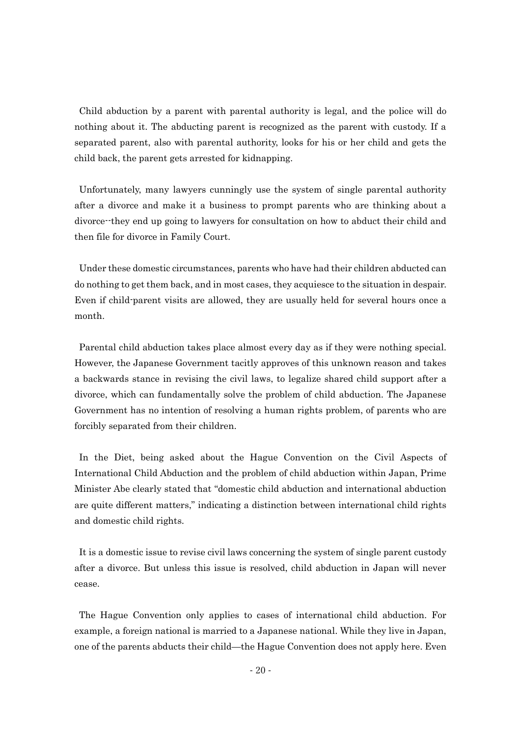Child abduction by a parent with parental authority is legal, and the police will do nothing about it. The abducting parent is recognized as the parent with custody. If a separated parent, also with parental authority, looks for his or her child and gets the child back, the parent gets arrested for kidnapping.

Unfortunately, many lawyers cunningly use the system of single parental authority after a divorce and make it a business to prompt parents who are thinking about a divorce--they end up going to lawyers for consultation on how to abduct their child and then file for divorce in Family Court.

Under these domestic circumstances, parents who have had their children abducted can do nothing to get them back, and in most cases, they acquiesce to the situation in despair. Even if child-parent visits are allowed, they are usually held for several hours once a month.

Parental child abduction takes place almost every day as if they were nothing special. However, the Japanese Government tacitly approves of this unknown reason and takes a backwards stance in revising the civil laws, to legalize shared child support after a divorce, which can fundamentally solve the problem of child abduction. The Japanese Government has no intention of resolving a human rights problem, of parents who are forcibly separated from their children.

In the Diet, being asked about the Hague Convention on the Civil Aspects of International Child Abduction and the problem of child abduction within Japan, Prime Minister Abe clearly stated that "domestic child abduction and international abduction are quite different matters," indicating a distinction between international child rights and domestic child rights.

It is a domestic issue to revise civil laws concerning the system of single parent custody after a divorce. But unless this issue is resolved, child abduction in Japan will never cease.

The Hague Convention only applies to cases of international child abduction. For example, a foreign national is married to a Japanese national. While they live in Japan, one of the parents abducts their child—the Hague Convention does not apply here. Even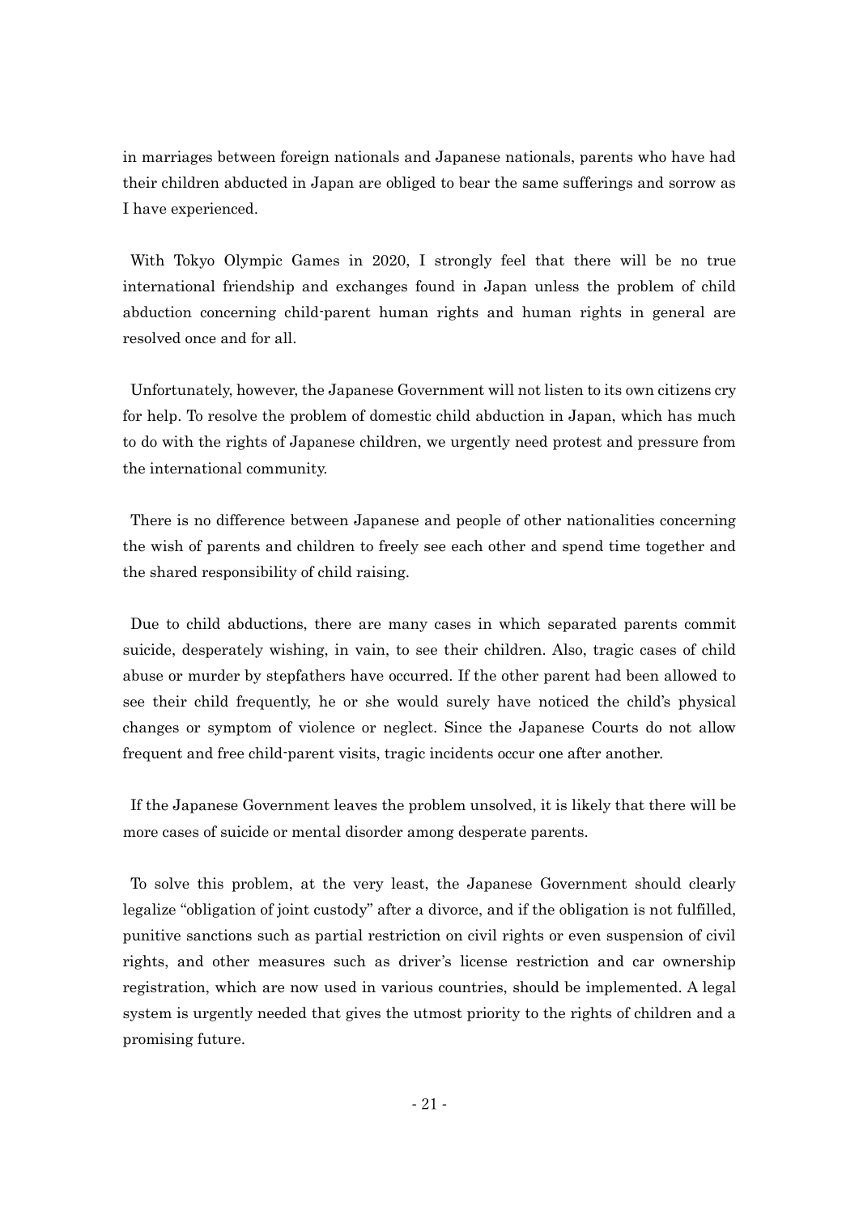in marriages between foreign nationals and Japanese nationals, parents who have had their children abducted in Japan are obliged to bear the same sufferings and sorrow as I have experienced.

With Tokyo Olympic Games in 2020, I strongly feel that there will be no true international friendship and exchanges found in Japan unless the problem of child abduction concerning child-parent human rights and human rights in general are resolved once and for all.

Unfortunately, however, the Japanese Government will not listen to its own citizens cry for help. To resolve the problem of domestic child abduction in Japan, which has much to do with the rights of Japanese children, we urgently need protest and pressure from the international community.

There is no difference between Japanese and people of other nationalities concerning the wish of parents and children to freely see each other and spend time together and the shared responsibility of child raising.

Due to child abductions, there are many cases in which separated parents commit suicide, desperately wishing, in vain, to see their children. Also, tragic cases of child abuse or murder by stepfathers have occurred. If the other parent had been allowed to see their child frequently, he or she would surely have noticed the child's physical changes or symptom of violence or neglect. Since the Japanese Courts do not allow frequent and free child-parent visits, tragic incidents occur one after another.

If the Japanese Government leaves the problem unsolved, it is likely that there will be more cases of suicide or mental disorder among desperate parents.

To solve this problem, at the very least, the Japanese Government should clearly legalize "obligation of joint custody" after a divorce, and if the obligation is not fulfilled, punitive sanctions such as partial restriction on civil rights or even suspension of civil rights, and other measures such as driver's license restriction and car ownership registration, which are now used in various countries, should be implemented. A legal system is urgently needed that gives the utmost priority to the rights of children and a promising future.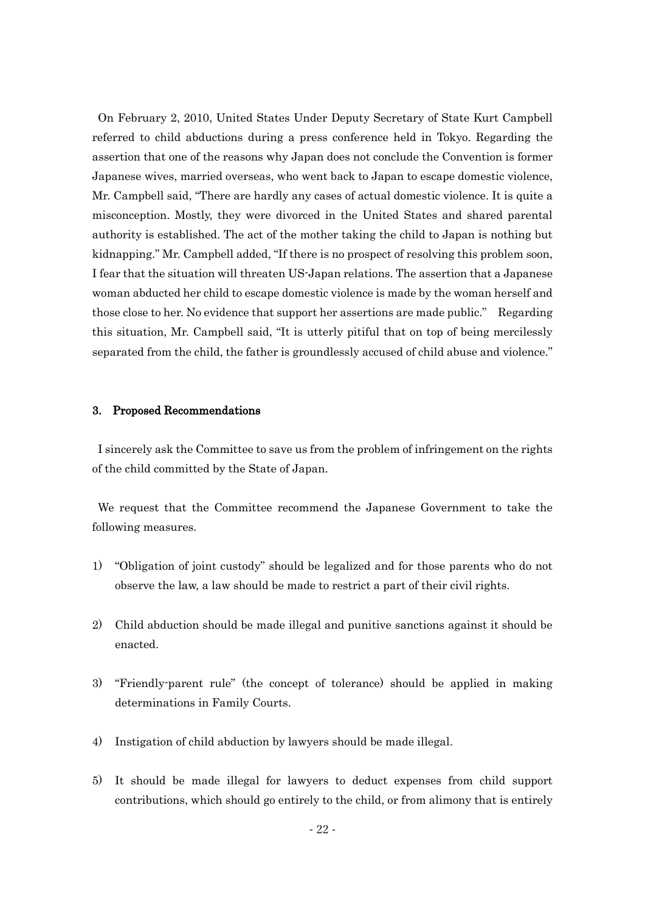On February 2, 2010, United States Under Deputy Secretary of State Kurt Campbell referred to child abductions during a press conference held in Tokyo. Regarding the assertion that one of the reasons why Japan does not conclude the Convention is former Japanese wives, married overseas, who went back to Japan to escape domestic violence, Mr. Campbell said, "There are hardly any cases of actual domestic violence. It is quite a misconception. Mostly, they were divorced in the United States and shared parental authority is established. The act of the mother taking the child to Japan is nothing but kidnapping." Mr. Campbell added, "If there is no prospect of resolving this problem soon, I fear that the situation will threaten US-Japan relations. The assertion that a Japanese woman abducted her child to escape domestic violence is made by the woman herself and those close to her. No evidence that support her assertions are made public." Regarding this situation, Mr. Campbell said, "It is utterly pitiful that on top of being mercilessly separated from the child, the father is groundlessly accused of child abuse and violence."

### 3. Proposed Recommendations

I sincerely ask the Committee to save us from the problem of infringement on the rights of the child committed by the State of Japan.

We request that the Committee recommend the Japanese Government to take the following measures.

1) "Obligation of joint custody" should be legalized and for those parents who do not observe the law, a law should be made to restrict a part of their civil rights.

2) Child abduction should be made illegal and punitive sanctions against it should be enacted.

3) "Friendly-parent rule" (the concept of tolerance) should be applied in making determinations in Family Courts.

4) Instigation of child abduction by lawyers should be made illegal.

5) It should be made illegal for lawyers to deduct expenses from child support contributions, which should go entirely to the child, or from alimony that is entirely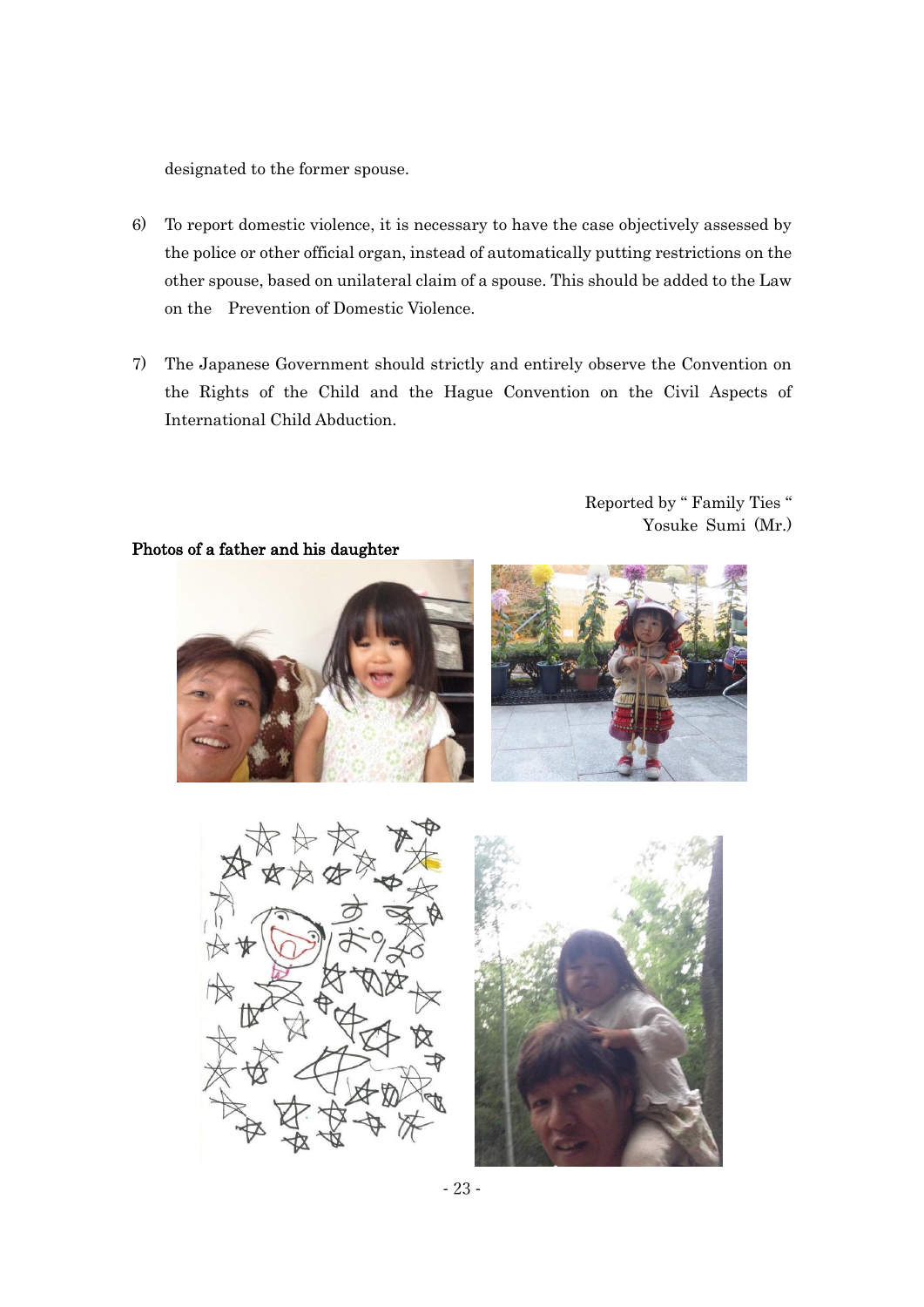designated to the former spouse.

6) To report domestic violence, it is necessary to have the case objectively assessed by the police or other official organ, instead of automatically putting restrictions on the other spouse, based on unilateral claim of a spouse. This should be added to the Law on the Prevention of Domestic Violence.

7) The Japanese Government should strictly and entirely observe the Convention on the Rights of the Child and the Hague Convention on the Civil Aspects of International Child Abduction.

Reported by " Family Ties "
Yosuke Sumi (Mr.)

**Photos of a father and his daughter**